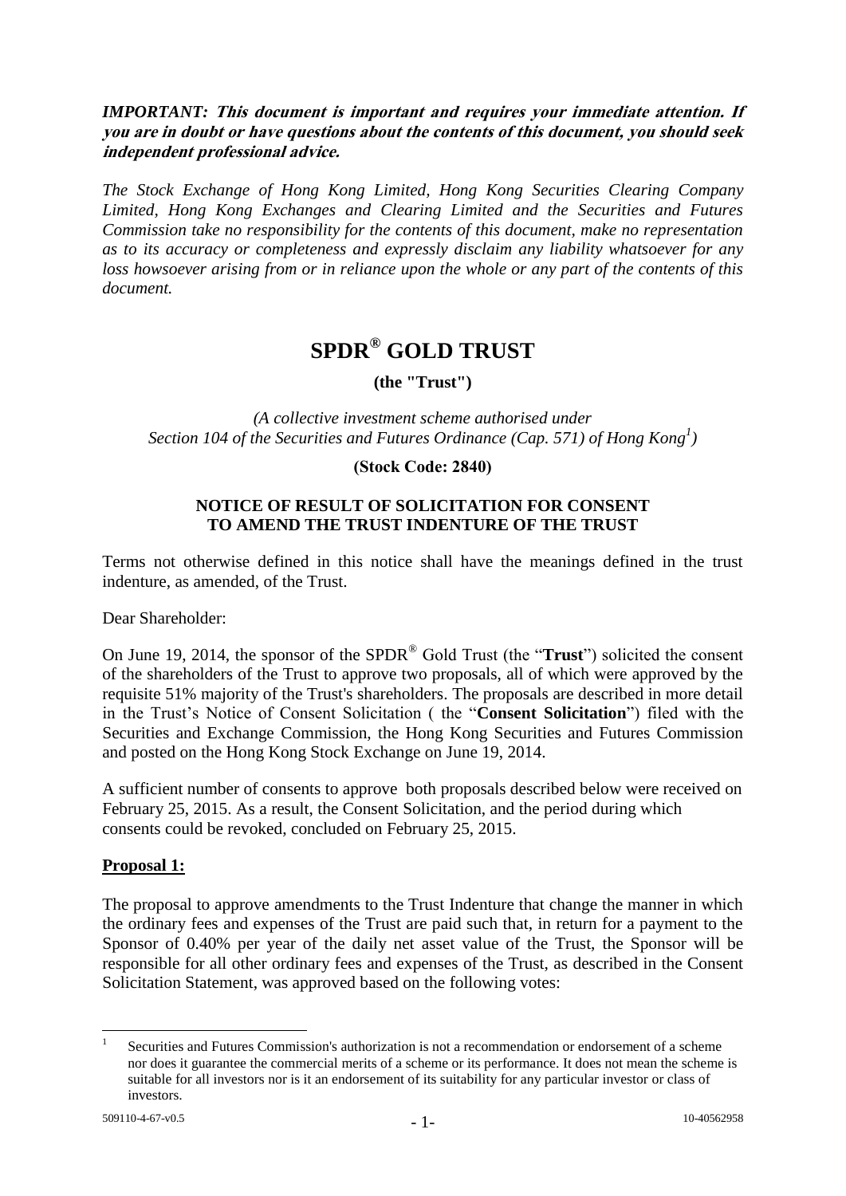***IMPORTANT: This document is important and requires your immediate attention. If you are in doubt or have questions about the contents of this document, you should seek independent professional advice.***

*The Stock Exchange of Hong Kong Limited, Hong Kong Securities Clearing Company Limited, Hong Kong Exchanges and Clearing Limited and the Securities and Futures Commission take no responsibility for the contents of this document, make no representation as to its accuracy or completeness and expressly disclaim any liability whatsoever for any loss howsoever arising from or in reliance upon the whole or any part of the contents of this document.*

# SPDR® GOLD TRUST

**(the "Trust")**

*(A collective investment scheme authorised under Section 104 of the Securities and Futures Ordinance (Cap. 571) of Hong Kong[1])*

**(Stock Code: 2840)**

**NOTICE OF RESULT OF SOLICITATION FOR CONSENT TO AMEND THE TRUST INDENTURE OF THE TRUST**

Terms not otherwise defined in this notice shall have the meanings defined in the trust indenture, as amended, of the Trust.

Dear Shareholder:

On June 19, 2014, the sponsor of the SPDR® Gold Trust (the "**Trust**") solicited the consent of the shareholders of the Trust to approve two proposals, all of which were approved by the requisite 51% majority of the Trust's shareholders. The proposals are described in more detail in the Trust's Notice of Consent Solicitation ( the "**Consent Solicitation**") filed with the Securities and Exchange Commission, the Hong Kong Securities and Futures Commission and posted on the Hong Kong Stock Exchange on June 19, 2014.

A sufficient number of consents to approve both proposals described below were received on February 25, 2015. As a result, the Consent Solicitation, and the period during which consents could be revoked, concluded on February 25, 2015.

**Proposal 1:**

The proposal to approve amendments to the Trust Indenture that change the manner in which the ordinary fees and expenses of the Trust are paid such that, in return for a payment to the Sponsor of 0.40% per year of the daily net asset value of the Trust, the Sponsor will be responsible for all other ordinary fees and expenses of the Trust, as described in the Consent Solicitation Statement, was approved based on the following votes:

[1] Securities and Futures Commission's authorization is not a recommendation or endorsement of a scheme nor does it guarantee the commercial merits of a scheme or its performance. It does not mean the scheme is suitable for all investors nor is it an endorsement of its suitability for any particular investor or class of investors.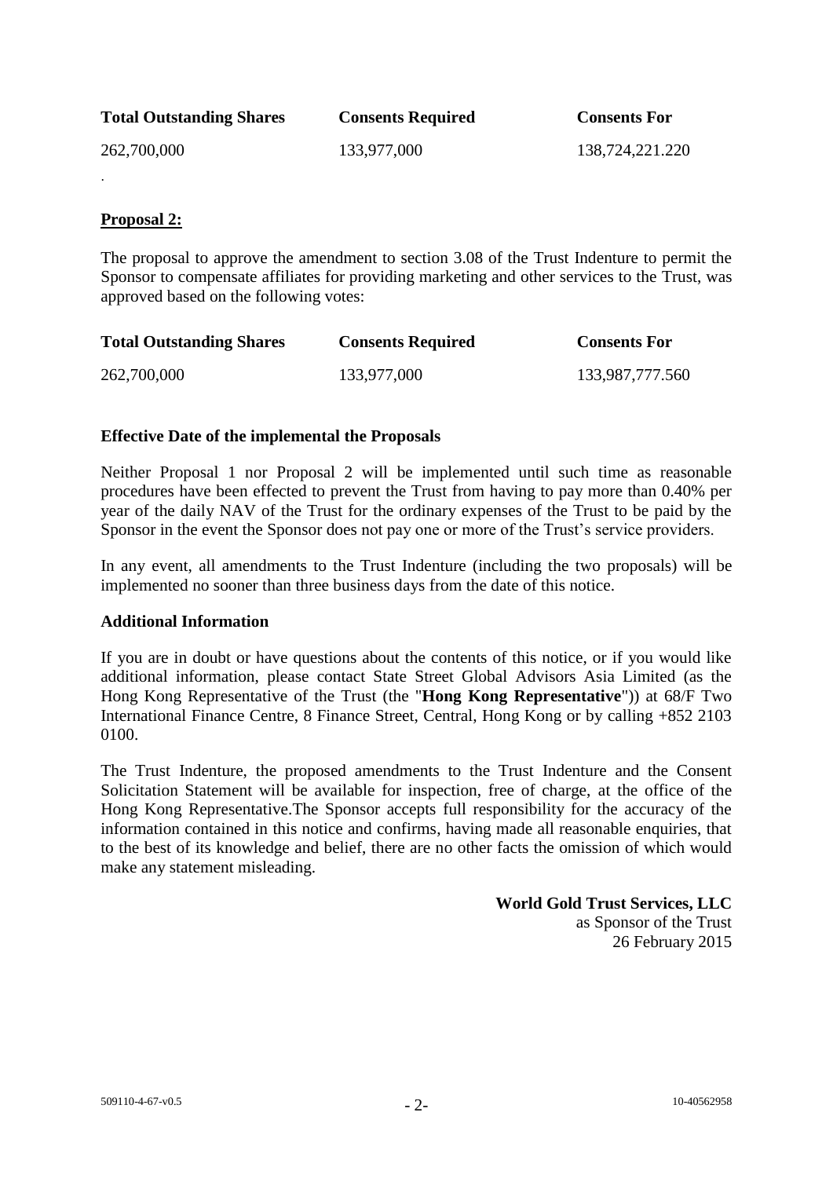| Total Outstanding Shares | Consents Required | Consents For |
|---|---|---|
| 262,700,000 | 133,977,000 | 138,724,221.220 |

.

**Proposal 2:**

The proposal to approve the amendment to section 3.08 of the Trust Indenture to permit the Sponsor to compensate affiliates for providing marketing and other services to the Trust, was approved based on the following votes:

| Total Outstanding Shares | Consents Required | Consents For |
|---|---|---|
| 262,700,000 | 133,977,000 | 133,987,777.560 |

**Effective Date of the implemental the Proposals**

Neither Proposal 1 nor Proposal 2 will be implemented until such time as reasonable procedures have been effected to prevent the Trust from having to pay more than 0.40% per year of the daily NAV of the Trust for the ordinary expenses of the Trust to be paid by the Sponsor in the event the Sponsor does not pay one or more of the Trust's service providers.

In any event, all amendments to the Trust Indenture (including the two proposals) will be implemented no sooner than three business days from the date of this notice.

**Additional Information**

If you are in doubt or have questions about the contents of this notice, or if you would like additional information, please contact State Street Global Advisors Asia Limited (as the Hong Kong Representative of the Trust (the "**Hong Kong Representative**")) at 68/F Two International Finance Centre, 8 Finance Street, Central, Hong Kong or by calling +852 2103 0100.

The Trust Indenture, the proposed amendments to the Trust Indenture and the Consent Solicitation Statement will be available for inspection, free of charge, at the office of the Hong Kong Representative.The Sponsor accepts full responsibility for the accuracy of the information contained in this notice and confirms, having made all reasonable enquiries, that to the best of its knowledge and belief, there are no other facts the omission of which would make any statement misleading.

**World Gold Trust Services, LLC**
as Sponsor of the Trust
26 February 2015

509110-4-67-v0.5 10-40562958